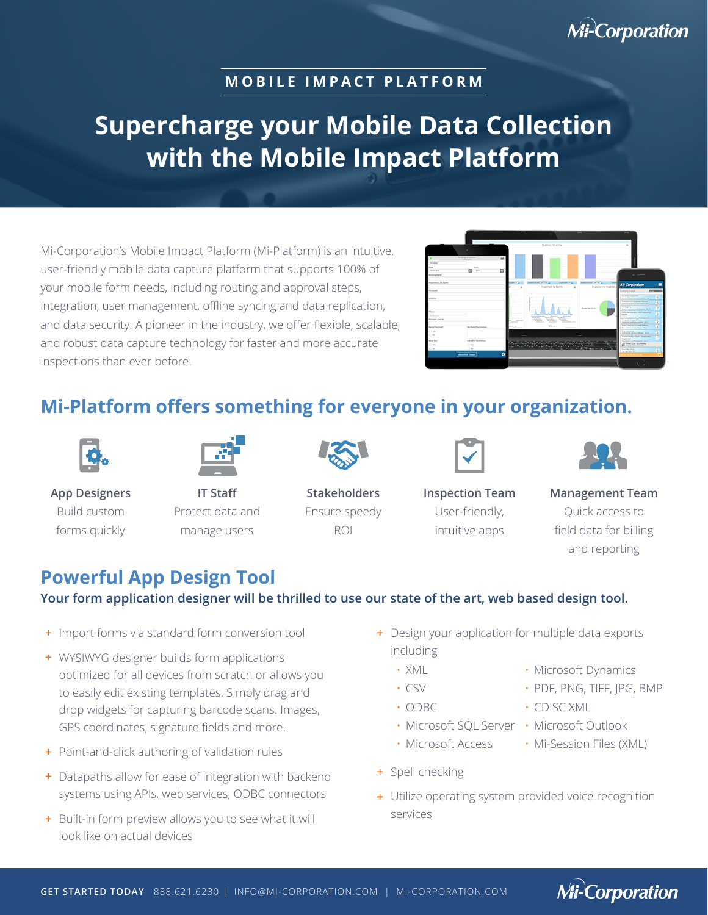MOBILE IMPACT PLATFORM

# Supercharge your Mobile Data Collection with the Mobile Impact Platform

Mi-Corporation's Mobile Impact Platform (Mi-Platform) is an intuitive, user-friendly mobile data capture platform that supports 100% of your mobile form needs, including routing and approval steps, integration, user management, offline syncing and data replication, and data security. A pioneer in the industry, we offer flexible, scalable, and robust data capture technology for faster and more accurate inspections than ever before.

## Mi-Platform offers something for everyone in your organization.

**App Designers**
Build custom forms quickly

**IT Staff**
Protect data and manage users

**Stakeholders**
Ensure speedy ROI

**Inspection Team**
User-friendly, intuitive apps

**Management Team**
Quick access to field data for billing and reporting

## Powerful App Design Tool

**Your form application designer will be thrilled to use our state of the art, web based design tool.**

+ Import forms via standard form conversion tool
+ WYSIWYG designer builds form applications optimized for all devices from scratch or allows you to easily edit existing templates. Simply drag and drop widgets for capturing barcode scans. Images, GPS coordinates, signature fields and more.
+ Point-and-click authoring of validation rules
+ Datapaths allow for ease of integration with backend systems using APIs, web services, ODBC connectors
+ Built-in form preview allows you to see what it will look like on actual devices
+ Design your application for multiple data exports including
  - XML
  - CSV
  - ODBC
  - Microsoft SQL Server
  - Microsoft Access
  - Microsoft Dynamics
  - PDF, PNG, TIFF, JPG, BMP
  - CDISC XML
  - Microsoft Outlook
  - Mi-Session Files (XML)
+ Spell checking
+ Utilize operating system provided voice recognition services

GET STARTED TODAY 888.621.6230 | INFO@MI-CORPORATION.COM | MI-CORPORATION.COM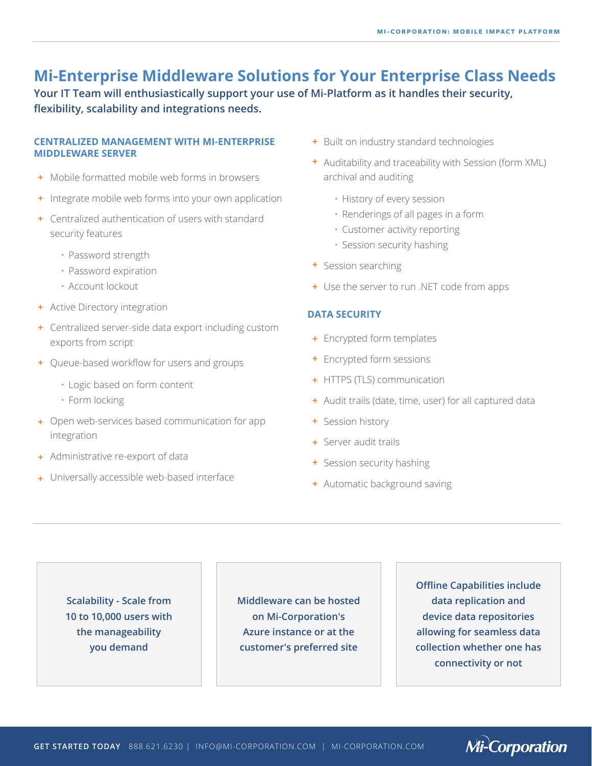# Mi-Enterprise Middleware Solutions for Your Enterprise Class Needs

**Your IT Team will enthusiastically support your use of Mi-Platform as it handles their security, flexibility, scalability and integrations needs.**

### CENTRALIZED MANAGEMENT WITH MI-ENTERPRISE MIDDLEWARE SERVER

- Mobile formatted mobile web forms in browsers
- Integrate mobile web forms into your own application
- Centralized authentication of users with standard security features
  - Password strength
  - Password expiration
  - Account lockout
- Active Directory integration
- Centralized server-side data export including custom exports from script
- Queue-based workflow for users and groups
  - Logic based on form content
  - Form locking
- Open web-services based communication for app integration
- Administrative re-export of data
- Universally accessible web-based interface
- Built on industry standard technologies
- Auditability and traceability with Session (form XML) archival and auditing
  - History of every session
  - Renderings of all pages in a form
  - Customer activity reporting
  - Session security hashing
- Session searching
- Use the server to run .NET code from apps

### DATA SECURITY

- Encrypted form templates
- Encrypted form sessions
- HTTPS (TLS) communication
- Audit trails (date, time, user) for all captured data
- Session history
- Server audit trails
- Session security hashing
- Automatic background saving

**Scalability - Scale from 10 to 10,000 users with the manageability you demand**

**Middleware can be hosted on Mi-Corporation's Azure instance or at the customer's preferred site**

**Offline Capabilities include data replication and device data repositories allowing for seamless data collection whether one has connectivity or not**

**GET STARTED TODAY** 888.621.6230 | INFO@MI-CORPORATION.COM | MI-CORPORATION.COM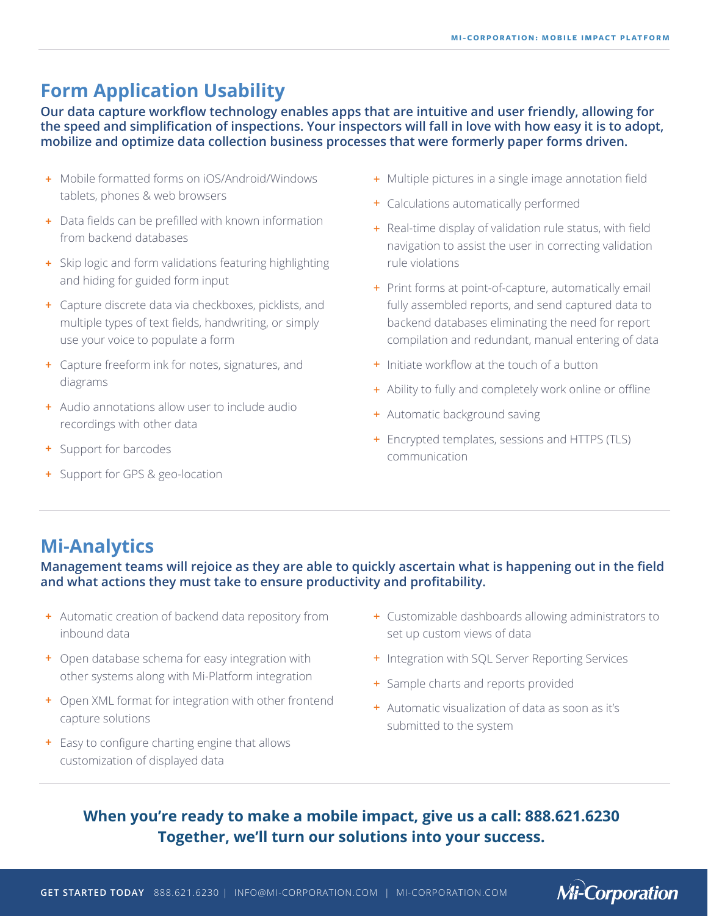## Form Application Usability

**Our data capture workflow technology enables apps that are intuitive and user friendly, allowing for the speed and simplification of inspections. Your inspectors will fall in love with how easy it is to adopt, mobilize and optimize data collection business processes that were formerly paper forms driven.**

- Mobile formatted forms on iOS/Android/Windows tablets, phones & web browsers
- Data fields can be prefilled with known information from backend databases
- Skip logic and form validations featuring highlighting and hiding for guided form input
- Capture discrete data via checkboxes, picklists, and multiple types of text fields, handwriting, or simply use your voice to populate a form
- Capture freeform ink for notes, signatures, and diagrams
- Audio annotations allow user to include audio recordings with other data
- Support for barcodes
- Support for GPS & geo-location
- Multiple pictures in a single image annotation field
- Calculations automatically performed
- Real-time display of validation rule status, with field navigation to assist the user in correcting validation rule violations
- Print forms at point-of-capture, automatically email fully assembled reports, and send captured data to backend databases eliminating the need for report compilation and redundant, manual entering of data
- Initiate workflow at the touch of a button
- Ability to fully and completely work online or offline
- Automatic background saving
- Encrypted templates, sessions and HTTPS (TLS) communication

## Mi-Analytics

**Management teams will rejoice as they are able to quickly ascertain what is happening out in the field and what actions they must take to ensure productivity and profitability.**

- Automatic creation of backend data repository from inbound data
- Open database schema for easy integration with other systems along with Mi-Platform integration
- Open XML format for integration with other frontend capture solutions
- Easy to configure charting engine that allows customization of displayed data
- Customizable dashboards allowing administrators to set up custom views of data
- Integration with SQL Server Reporting Services
- Sample charts and reports provided
- Automatic visualization of data as soon as it's submitted to the system

**When you're ready to make a mobile impact, give us a call: 888.621.6230**
**Together, we'll turn our solutions into your success.**

**GET STARTED TODAY** 888.621.6230 | INFO@MI-CORPORATION.COM | MI-CORPORATION.COM

Mi-Corporation